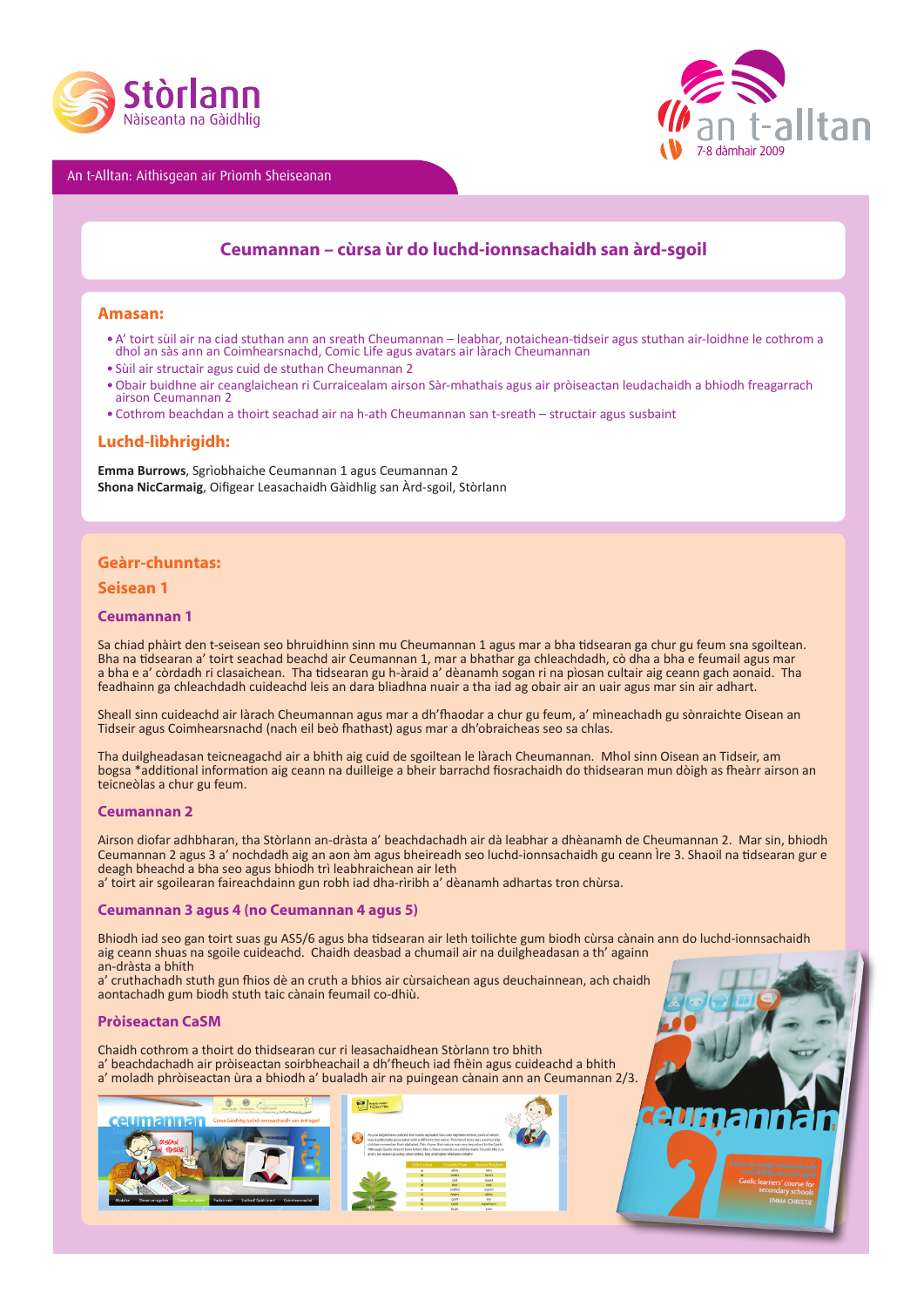Stòrlann Nàiseanta na Gàidhlig

an t-alltan 7-8 dàmhair 2009

An t-Alltan: Aithisgean air Prìomh Sheiseanan

# Ceumannan – cùrsa ùr do luchd-ionnsachaidh san àrd-sgoil

## Amasan:

- A' toirt sùil air na ciad stuthan ann an sreath Ceumannan – leabhar, notaichean-tidseir agus stuthan air-loidhne le cothrom a dhol an sàs ann an Coimhearsnachd, Comic Life agus avatars air làrach Ceumannan
- Sùil air structair agus cuid de stuthan Ceumannan 2
- Obair buidhne air ceanglaichean ri Curraicealam airson Sàr-mhathais agus air pròiseactan leudachaidh a bhiodh freagarrach airson Ceumannan 2
- Cothrom beachdan a thoirt seachad air na h-ath Ceumannan san t-sreath – structair agus susbaint

## Luchd-lìbhrigidh:

**Emma Burrows**, Sgrìobhaiche Ceumannan 1 agus Ceumannan 2
**Shona NicCarmaig**, Oifigear Leasachaidh Gàidhlig san Àrd-sgoil, Stòrlann

## Geàrr-chunntas:

## Seisean 1

### Ceumannan 1

Sa chiad phàirt den t-seisean seo bhruidhinn sinn mu Cheumannan 1 agus mar a bha tidsearan ga chur gu feum sna sgoiltean. Bha na tidsearan a' toirt seachad beachd air Ceumannan 1, mar a bhathar ga chleachdadh, cò dha a bha e feumail agus mar a bha e a' còrdadh ri clasaichean. Tha tidsearan gu h-àraid a' dèanamh sogan ri na pìosan cultair aig ceann gach aonaid. Tha feadhainn ga chleachdadh cuideachd leis an dara bliadhna nuair a tha iad ag obair air an uair agus mar sin air adhart.

Sheall sinn cuideachd air làrach Cheumannan agus mar a dh'fhaodar a chur gu feum, a' mìneachadh gu sònraichte Oisean an Tidseir agus Coimhearsnachd (nach eil beò fhathast) agus mar a dh'obraicheas seo sa chlas.

Tha duilgheadasan teicneagachd air a bhith aig cuid de sgoiltean le làrach Cheumannan. Mhol sinn Oisean an Tidseir, am bogsa *additional information aig ceann na duilleige a bheir barrachd fiosrachaidh do thidsearan mun dòigh as fheàrr airson an teicneòlas a chur gu feum.

### Ceumannan 2

Airson diofar adhbharan, tha Stòrlann an-dràsta a' beachdachadh air dà leabhar a dhèanamh de Cheumannan 2. Mar sin, bhiodh Ceumannan 2 agus 3 a' nochdadh aig an aon àm agus bheireadh seo luchd-ionnsachaidh gu ceann Ìre 3. Shaoil na tidsearan gur e deagh bheachd a bha seo agus bhiodh trì leabhraichean air leth a' toirt air sgoilearan faireachdainn gun robh iad dha-rìribh a' dèanamh adhartas tron chùrsa.

### Ceumannan 3 agus 4 (no Ceumannan 4 agus 5)

Bhiodh iad seo gan toirt suas gu AS5/6 agus bha tidsearan air leth toilichte gum biodh cùrsa cànain ann do luchd-ionnsachaidh aig ceann shuas na sgoile cuideachd. Chaidh deasbad a chumail air na duilgheadasan a th' againn an-dràsta a bhith a' cruthachadh stuth gun fhios dè an cruth a bhios air cùrsaichean agus deuchainnean, ach chaidh aontachadh gum biodh stuth taic cànain feumail co-dhiù.

### Pròiseactan CaSM

Chaidh cothrom a thoirt do thidsearan cur ri leasachaidhean Stòrlann tro bhith a' beachdachadh air pròiseactan soirbheachail a dh'fheuch iad fhèin agus cuideachd a bhith a' moladh phròiseactan ùra a bhiodh a' bualadh air na puingean cànain ann an Ceumannan 2/3.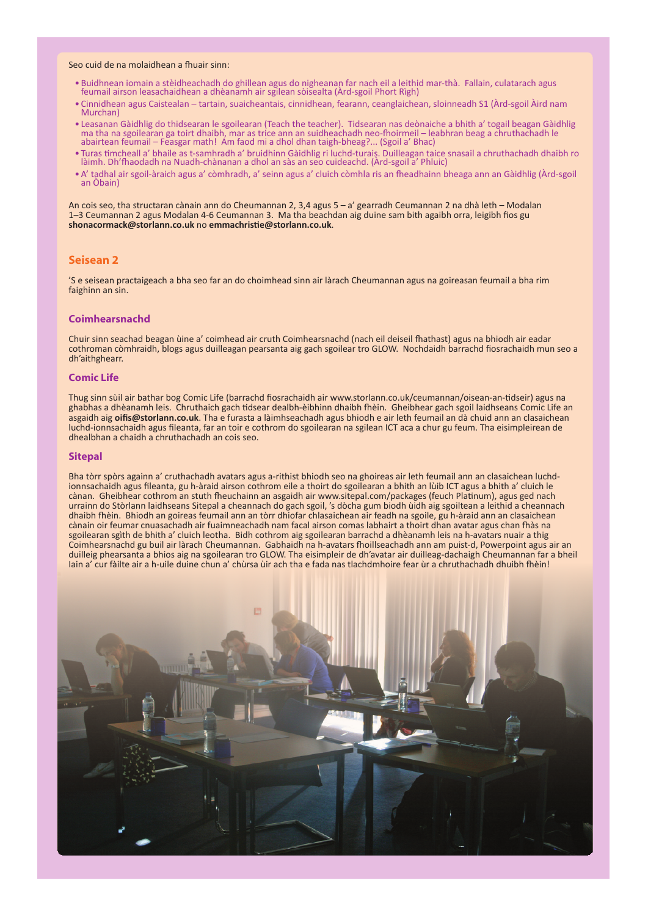Seo cuid de na molaidhean a fhuair sinn:

- Buidhnean iomain a stèidheachadh do ghillean agus do nigheanan far nach eil a leithid mar-thà. Fallain, culatarach agus feumail airson leasachaidhean a dhèanamh air sgilean sòisealta (Àrd-sgoil Phort Rìgh)
- Cinnidhean agus Caistealan – tartain, suaicheantais, cinnidhean, fearann, ceanglaichean, sloinneadh S1 (Àrd-sgoil Àird nam Murchan)
- Leasanan Gàidhlig do thidsearan le sgoilearan (Teach the teacher). Tidsearan nas deònaiche a bhith a' togail beagan Gàidhlig ma tha na sgoilearan ga toirt dhaibh, mar as trice ann an suidheachadh neo-fhoirmeil – leabhran beag a chruthachadh le abairtean feumail – Feasgar math! Am faod mi a dhol dhan taigh-bheag?... (Sgoil a' Bhac)
- Turas timcheall a' bhaile as t-samhradh a' bruidhinn Gàidhlig ri luchd-turais. Duilleagan taice snasail a chruthachadh dhaibh ro làimh. Dh'fhaodadh na Nuadh-chànanan a dhol an sàs an seo cuideachd. (Àrd-sgoil a' Phluic)
- A' tadhal air sgoil-àraich agus a' còmhradh, a' seinn agus a' cluich còmhla ris an fheadhainn bheaga ann an Gàidhlig (Àrd-sgoil an Òbain)

An cois seo, tha structaran cànain ann do Cheumannan 2, 3,4 agus 5 – a' gearradh Ceumannan 2 na dhà leth – Modalan 1–3 Ceumannan 2 agus Modalan 4-6 Ceumannan 3. Ma tha beachdan aig duine sam bith agaibh orra, leigibh fios gu **shonacormack@storlann.co.uk** no **emmachristie@storlann.co.uk**.

## Seisean 2

'S e seisean practaigeach a bha seo far an do choimhead sinn air làrach Cheumannan agus na goireasan feumail a bha rim faighinn an sin.

### Coimhearsnachd

Chuir sinn seachad beagan ùine a' coimhead air cruth Coimhearsnachd (nach eil deiseil fhathast) agus na bhiodh air eadar cothroman còmhraidh, blogs agus duilleagan pearsanta aig gach sgoilear tro GLOW. Nochdaidh barrachd fiosrachaidh mun seo a dh'aithghearr.

### Comic Life

Thug sinn sùil air bathar bog Comic Life (barrachd fiosrachaidh air www.storlann.co.uk/ceumannan/oisean-an-tidseir) agus na ghabhas a dhèanamh leis. Chruthaich gach tidsear dealbh-èibhinn dhaibh fhèin. Gheibhear gach sgoil laidhseans Comic Life an asgaidh aig **oifis@storlann.co.uk**. Tha e furasta a làimhseachadh agus bhiodh e air leth feumail an dà chuid ann an clasaichean luchd-ionnsachaidh agus fileanta, far an toir e cothrom do sgoilearan na sgilean ICT aca a chur gu feum. Tha eisimpleirean de dhealbhan a chaidh a chruthachadh an cois seo.

### Sitepal

Bha tòrr spòrs againn a' cruthachadh avatars agus a-rithist bhiodh seo na ghoireas air leth feumail ann an clasaichean luchd-ionnsachaidh agus fileanta, gu h-àraid airson cothrom eile a thoirt do sgoilearan a bhith an lùib ICT agus a bhith a' cluich le cànan. Gheibhear cothrom an stuth fheuchainn an asgaidh air www.sitepal.com/packages (feuch Platinum), agus ged nach urrainn do Stòrlann laidhseans Sitepal a cheannach do gach sgoil, 's dòcha gum biodh ùidh aig sgoiltean a leithid a cheannach dhaibh fhèin. Bhiodh an goireas feumail ann an tòrr dhiofar chlasaichean air feadh na sgoile, gu h-àraid ann an clasaichean cànain oir feumar cnuasachadh air fuaimneachadh nam facal airson comas labhairt a thoirt dhan avatar agus chan fhàs na sgoilearan sgìth de bhith a' cluich leotha. Bidh cothrom aig sgoilearan barrachd a dhèanamh leis na h-avatars nuair a thig Coimhearsnachd gu buil air làrach Cheumannan. Gabhaidh na h-avatars fhoillseachadh ann am puist-d, Powerpoint agus air an duilleig phearsanta a bhios aig na sgoilearan tro GLOW. Tha eisimpleir de dh'avatar air duilleag-dachaigh Cheumannan far a bheil Iain a' cur fàilte air a h-uile duine chun a' chùrsa ùir ach tha e fada nas tlachdmhoire fear ùr a chruthachadh dhuibh fhèin!